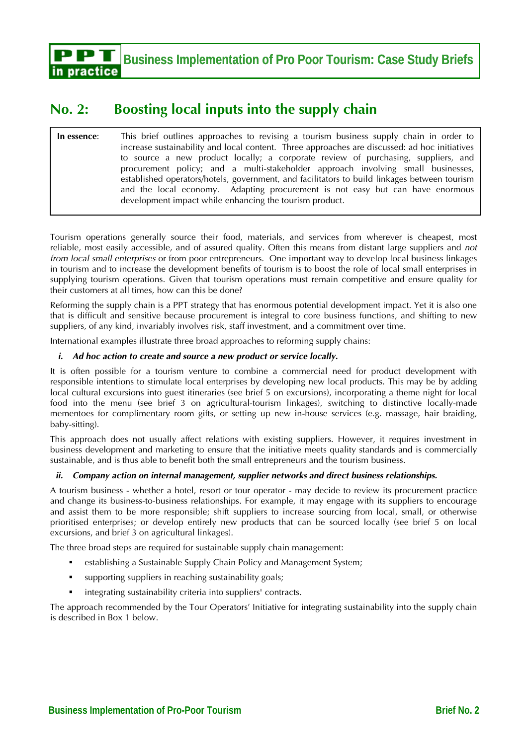# No. 2: Boosting local inputs into the supply chain

**In essence**: This brief outlines approaches to revising a tourism business supply chain in order to increase sustainability and local content. Three approaches are discussed: ad hoc initiatives to source a new product locally; a corporate review of purchasing, suppliers, and procurement policy; and a multi-stakeholder approach involving small businesses, established operators/hotels, government, and facilitators to build linkages between tourism and the local economy. Adapting procurement is not easy but can have enormous development impact while enhancing the tourism product.

Tourism operations generally source their food, materials, and services from wherever is cheapest, most reliable, most easily accessible, and of assured quality. Often this means from distant large suppliers and *not from local small enterprises* or from poor entrepreneurs. One important way to develop local business linkages in tourism and to increase the development benefits of tourism is to boost the role of local small enterprises in supplying tourism operations. Given that tourism operations must remain competitive and ensure quality for their customers at all times, how can this be done?

Reforming the supply chain is a PPT strategy that has enormous potential development impact. Yet it is also one that is difficult and sensitive because procurement is integral to core business functions, and shifting to new suppliers, of any kind, invariably involves risk, staff investment, and a commitment over time.

International examples illustrate three broad approaches to reforming supply chains:

***i. Ad hoc action to create and source a new product or service locally.***

It is often possible for a tourism venture to combine a commercial need for product development with responsible intentions to stimulate local enterprises by developing new local products. This may be by adding local cultural excursions into guest itineraries (see brief 5 on excursions), incorporating a theme night for local food into the menu (see brief 3 on agricultural-tourism linkages), switching to distinctive locally-made mementoes for complimentary room gifts, or setting up new in-house services (e.g. massage, hair braiding, baby-sitting).

This approach does not usually affect relations with existing suppliers. However, it requires investment in business development and marketing to ensure that the initiative meets quality standards and is commercially sustainable, and is thus able to benefit both the small entrepreneurs and the tourism business.

***ii. Company action on internal management, supplier networks and direct business relationships.***

A tourism business - whether a hotel, resort or tour operator - may decide to review its procurement practice and change its business-to-business relationships. For example, it may engage with its suppliers to encourage and assist them to be more responsible; shift suppliers to increase sourcing from local, small, or otherwise prioritised enterprises; or develop entirely new products that can be sourced locally (see brief 5 on local excursions, and brief 3 on agricultural linkages).

The three broad steps are required for sustainable supply chain management:

- establishing a Sustainable Supply Chain Policy and Management System;
- supporting suppliers in reaching sustainability goals;
- integrating sustainability criteria into suppliers' contracts.

The approach recommended by the Tour Operators' Initiative for integrating sustainability into the supply chain is described in Box 1 below.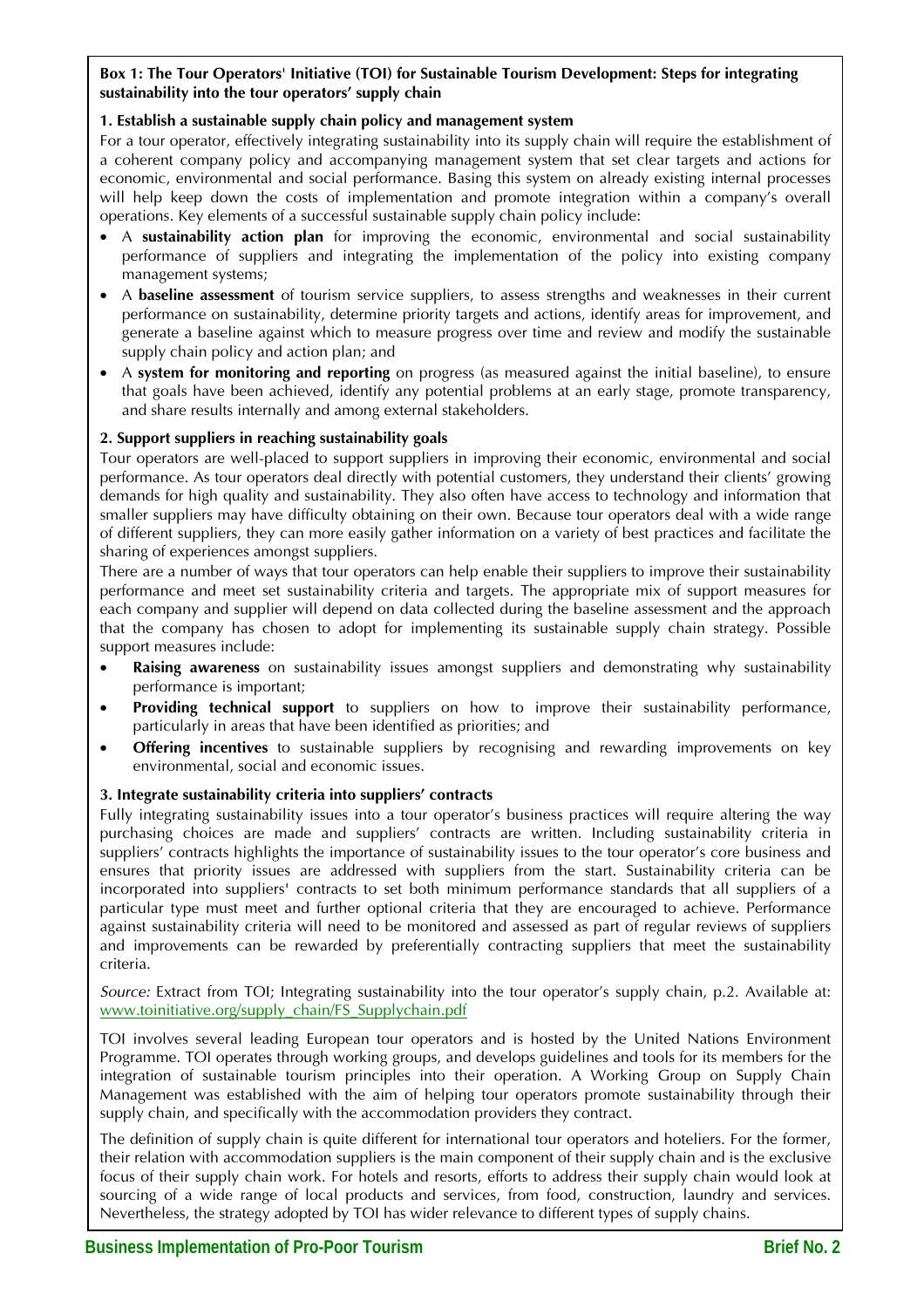**Box 1: The Tour Operators' Initiative (TOI) for Sustainable Tourism Development: Steps for integrating sustainability into the tour operators' supply chain**

**1. Establish a sustainable supply chain policy and management system**

For a tour operator, effectively integrating sustainability into its supply chain will require the establishment of a coherent company policy and accompanying management system that set clear targets and actions for economic, environmental and social performance. Basing this system on already existing internal processes will help keep down the costs of implementation and promote integration within a company's overall operations. Key elements of a successful sustainable supply chain policy include:

- A **sustainability action plan** for improving the economic, environmental and social sustainability performance of suppliers and integrating the implementation of the policy into existing company management systems;
- A **baseline assessment** of tourism service suppliers, to assess strengths and weaknesses in their current performance on sustainability, determine priority targets and actions, identify areas for improvement, and generate a baseline against which to measure progress over time and review and modify the sustainable supply chain policy and action plan; and
- A **system for monitoring and reporting** on progress (as measured against the initial baseline), to ensure that goals have been achieved, identify any potential problems at an early stage, promote transparency, and share results internally and among external stakeholders.

**2. Support suppliers in reaching sustainability goals**

Tour operators are well-placed to support suppliers in improving their economic, environmental and social performance. As tour operators deal directly with potential customers, they understand their clients' growing demands for high quality and sustainability. They also often have access to technology and information that smaller suppliers may have difficulty obtaining on their own. Because tour operators deal with a wide range of different suppliers, they can more easily gather information on a variety of best practices and facilitate the sharing of experiences amongst suppliers.

There are a number of ways that tour operators can help enable their suppliers to improve their sustainability performance and meet set sustainability criteria and targets. The appropriate mix of support measures for each company and supplier will depend on data collected during the baseline assessment and the approach that the company has chosen to adopt for implementing its sustainable supply chain strategy. Possible support measures include:

- **Raising awareness** on sustainability issues amongst suppliers and demonstrating why sustainability performance is important;
- **Providing technical support** to suppliers on how to improve their sustainability performance, particularly in areas that have been identified as priorities; and
- **Offering incentives** to sustainable suppliers by recognising and rewarding improvements on key environmental, social and economic issues.

**3. Integrate sustainability criteria into suppliers' contracts**

Fully integrating sustainability issues into a tour operator's business practices will require altering the way purchasing choices are made and suppliers' contracts are written. Including sustainability criteria in suppliers' contracts highlights the importance of sustainability issues to the tour operator's core business and ensures that priority issues are addressed with suppliers from the start. Sustainability criteria can be incorporated into suppliers' contracts to set both minimum performance standards that all suppliers of a particular type must meet and further optional criteria that they are encouraged to achieve. Performance against sustainability criteria will need to be monitored and assessed as part of regular reviews of suppliers and improvements can be rewarded by preferentially contracting suppliers that meet the sustainability criteria.

*Source:* Extract from TOI; Integrating sustainability into the tour operator's supply chain, p.2. Available at: www.toinitiative.org/supply_chain/FS_Supplychain.pdf

TOI involves several leading European tour operators and is hosted by the United Nations Environment Programme. TOI operates through working groups, and develops guidelines and tools for its members for the integration of sustainable tourism principles into their operation. A Working Group on Supply Chain Management was established with the aim of helping tour operators promote sustainability through their supply chain, and specifically with the accommodation providers they contract.

The definition of supply chain is quite different for international tour operators and hoteliers. For the former, their relation with accommodation suppliers is the main component of their supply chain and is the exclusive focus of their supply chain work. For hotels and resorts, efforts to address their supply chain would look at sourcing of a wide range of local products and services, from food, construction, laundry and services. Nevertheless, the strategy adopted by TOI has wider relevance to different types of supply chains.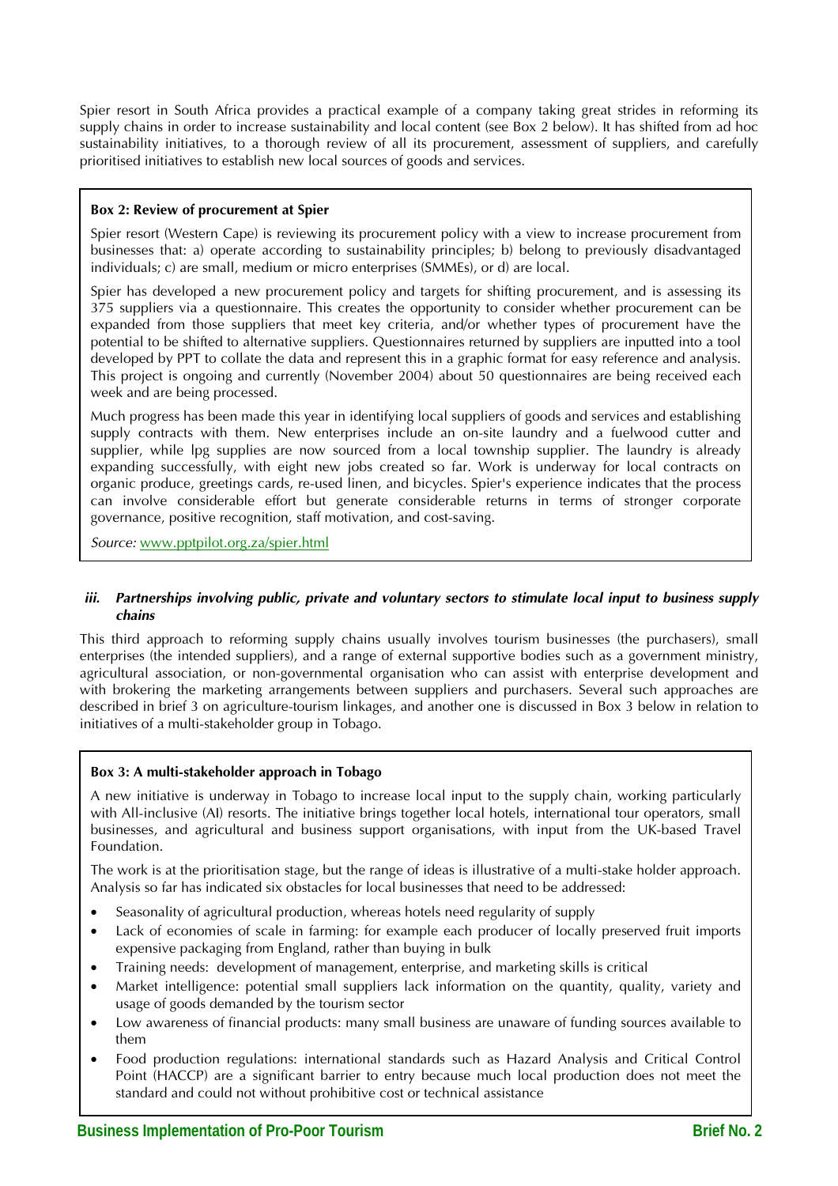Spier resort in South Africa provides a practical example of a company taking great strides in reforming its supply chains in order to increase sustainability and local content (see Box 2 below). It has shifted from ad hoc sustainability initiatives, to a thorough review of all its procurement, assessment of suppliers, and carefully prioritised initiatives to establish new local sources of goods and services.

> **Box 2: Review of procurement at Spier**
>
> Spier resort (Western Cape) is reviewing its procurement policy with a view to increase procurement from businesses that: a) operate according to sustainability principles; b) belong to previously disadvantaged individuals; c) are small, medium or micro enterprises (SMMEs), or d) are local.
>
> Spier has developed a new procurement policy and targets for shifting procurement, and is assessing its 375 suppliers via a questionnaire. This creates the opportunity to consider whether procurement can be expanded from those suppliers that meet key criteria, and/or whether types of procurement have the potential to be shifted to alternative suppliers. Questionnaires returned by suppliers are inputted into a tool developed by PPT to collate the data and represent this in a graphic format for easy reference and analysis. This project is ongoing and currently (November 2004) about 50 questionnaires are being received each week and are being processed.
>
> Much progress has been made this year in identifying local suppliers of goods and services and establishing supply contracts with them. New enterprises include an on-site laundry and a fuelwood cutter and supplier, while lpg supplies are now sourced from a local township supplier. The laundry is already expanding successfully, with eight new jobs created so far. Work is underway for local contracts on organic produce, greetings cards, re-used linen, and bicycles. Spier's experience indicates that the process can involve considerable effort but generate considerable returns in terms of stronger corporate governance, positive recognition, staff motivation, and cost-saving.
>
> *Source:* www.pptpilot.org.za/spier.html

### *iii. Partnerships involving public, private and voluntary sectors to stimulate local input to business supply chains*

This third approach to reforming supply chains usually involves tourism businesses (the purchasers), small enterprises (the intended suppliers), and a range of external supportive bodies such as a government ministry, agricultural association, or non-governmental organisation who can assist with enterprise development and with brokering the marketing arrangements between suppliers and purchasers. Several such approaches are described in brief 3 on agriculture-tourism linkages, and another one is discussed in Box 3 below in relation to initiatives of a multi-stakeholder group in Tobago.

> **Box 3: A multi-stakeholder approach in Tobago**
>
> A new initiative is underway in Tobago to increase local input to the supply chain, working particularly with All-inclusive (AI) resorts. The initiative brings together local hotels, international tour operators, small businesses, and agricultural and business support organisations, with input from the UK-based Travel Foundation.
>
> The work is at the prioritisation stage, but the range of ideas is illustrative of a multi-stake holder approach. Analysis so far has indicated six obstacles for local businesses that need to be addressed:
>
> - Seasonality of agricultural production, whereas hotels need regularity of supply
> - Lack of economies of scale in farming: for example each producer of locally preserved fruit imports expensive packaging from England, rather than buying in bulk
> - Training needs: development of management, enterprise, and marketing skills is critical
> - Market intelligence: potential small suppliers lack information on the quantity, quality, variety and usage of goods demanded by the tourism sector
> - Low awareness of financial products: many small business are unaware of funding sources available to them
> - Food production regulations: international standards such as Hazard Analysis and Critical Control Point (HACCP) are a significant barrier to entry because much local production does not meet the standard and could not without prohibitive cost or technical assistance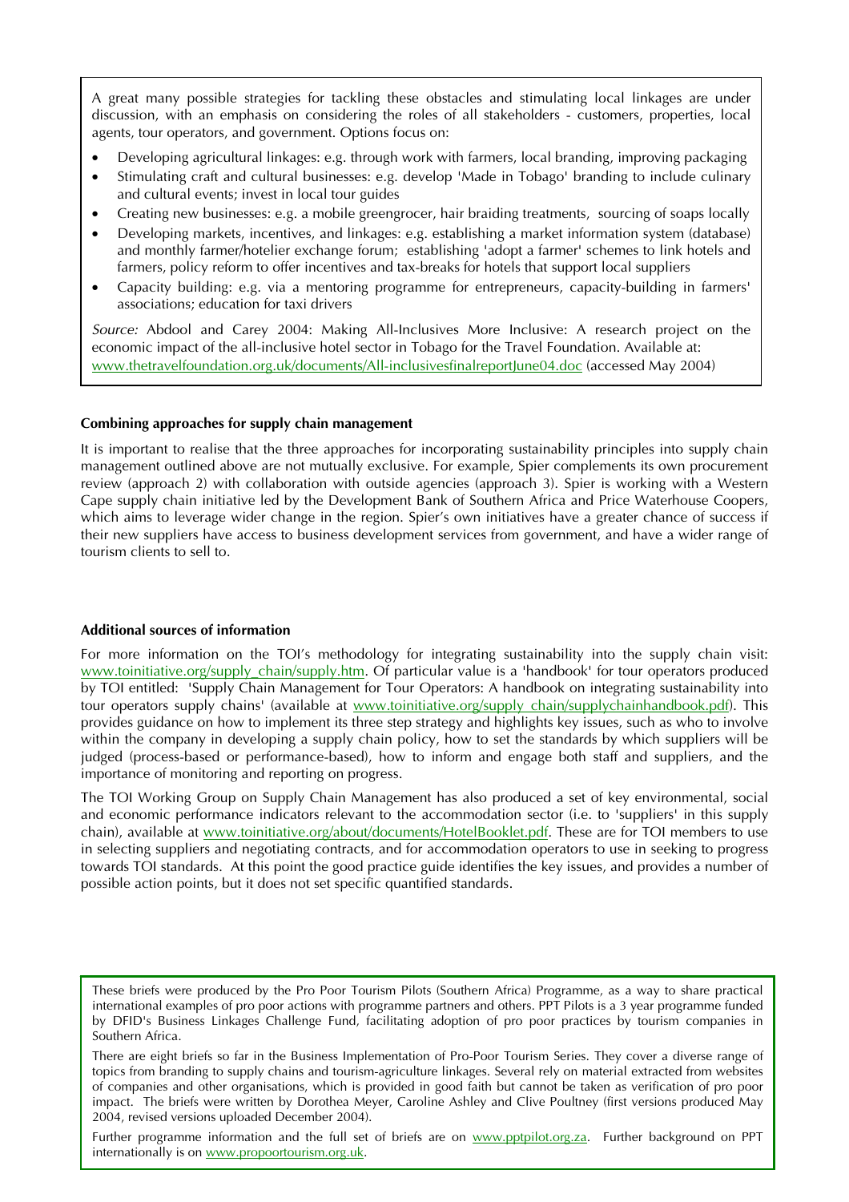A great many possible strategies for tackling these obstacles and stimulating local linkages are under discussion, with an emphasis on considering the roles of all stakeholders - customers, properties, local agents, tour operators, and government. Options focus on:

- Developing agricultural linkages: e.g. through work with farmers, local branding, improving packaging
- Stimulating craft and cultural businesses: e.g. develop 'Made in Tobago' branding to include culinary and cultural events; invest in local tour guides
- Creating new businesses: e.g. a mobile greengrocer, hair braiding treatments, sourcing of soaps locally
- Developing markets, incentives, and linkages: e.g. establishing a market information system (database) and monthly farmer/hotelier exchange forum; establishing 'adopt a farmer' schemes to link hotels and farmers, policy reform to offer incentives and tax-breaks for hotels that support local suppliers
- Capacity building: e.g. via a mentoring programme for entrepreneurs, capacity-building in farmers' associations; education for taxi drivers

*Source:* Abdool and Carey 2004: Making All-Inclusives More Inclusive: A research project on the economic impact of the all-inclusive hotel sector in Tobago for the Travel Foundation. Available at: www.thetravelfoundation.org.uk/documents/All-inclusivesfinalreportJune04.doc (accessed May 2004)

**Combining approaches for supply chain management**

It is important to realise that the three approaches for incorporating sustainability principles into supply chain management outlined above are not mutually exclusive. For example, Spier complements its own procurement review (approach 2) with collaboration with outside agencies (approach 3). Spier is working with a Western Cape supply chain initiative led by the Development Bank of Southern Africa and Price Waterhouse Coopers, which aims to leverage wider change in the region. Spier's own initiatives have a greater chance of success if their new suppliers have access to business development services from government, and have a wider range of tourism clients to sell to.

**Additional sources of information**

For more information on the TOI's methodology for integrating sustainability into the supply chain visit: www.toinitiative.org/supply_chain/supply.htm. Of particular value is a 'handbook' for tour operators produced by TOI entitled: 'Supply Chain Management for Tour Operators: A handbook on integrating sustainability into tour operators supply chains' (available at www.toinitiative.org/supply_chain/supplychainhandbook.pdf). This provides guidance on how to implement its three step strategy and highlights key issues, such as who to involve within the company in developing a supply chain policy, how to set the standards by which suppliers will be judged (process-based or performance-based), how to inform and engage both staff and suppliers, and the importance of monitoring and reporting on progress.

The TOI Working Group on Supply Chain Management has also produced a set of key environmental, social and economic performance indicators relevant to the accommodation sector (i.e. to 'suppliers' in this supply chain), available at www.toinitiative.org/about/documents/HotelBooklet.pdf. These are for TOI members to use in selecting suppliers and negotiating contracts, and for accommodation operators to use in seeking to progress towards TOI standards. At this point the good practice guide identifies the key issues, and provides a number of possible action points, but it does not set specific quantified standards.

These briefs were produced by the Pro Poor Tourism Pilots (Southern Africa) Programme, as a way to share practical international examples of pro poor actions with programme partners and others. PPT Pilots is a 3 year programme funded by DFID's Business Linkages Challenge Fund, facilitating adoption of pro poor practices by tourism companies in Southern Africa.

There are eight briefs so far in the Business Implementation of Pro-Poor Tourism Series. They cover a diverse range of topics from branding to supply chains and tourism-agriculture linkages. Several rely on material extracted from websites of companies and other organisations, which is provided in good faith but cannot be taken as verification of pro poor impact. The briefs were written by Dorothea Meyer, Caroline Ashley and Clive Poultney (first versions produced May 2004, revised versions uploaded December 2004).

Further programme information and the full set of briefs are on www.pptpilot.org.za. Further background on PPT internationally is on www.propoortourism.org.uk.